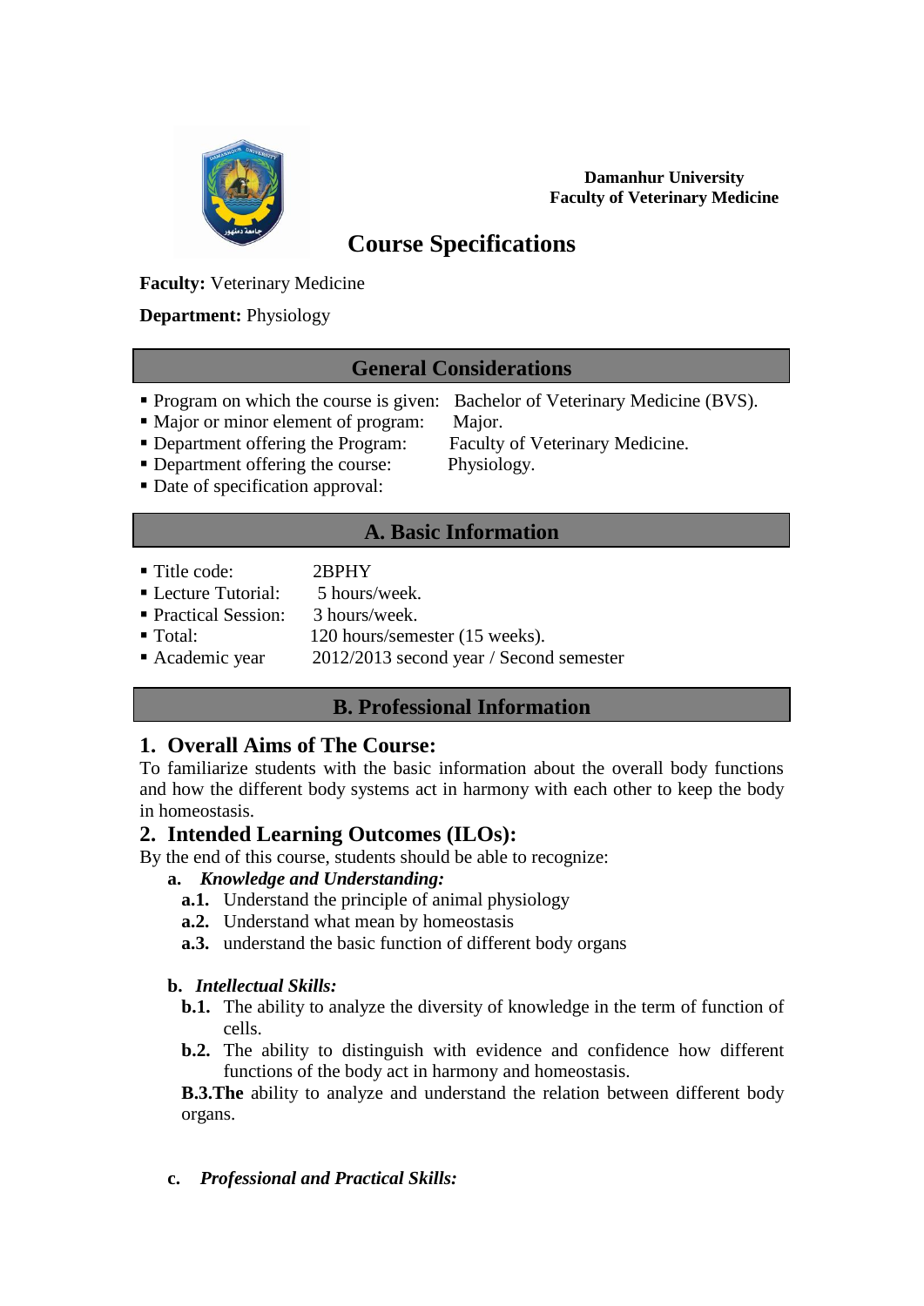**Damanhur University**
**Faculty of Veterinary Medicine**

# Course Specifications

**Faculty:** Veterinary Medicine

**Department:** Physiology

## General Considerations

- Program on which the course is given: Bachelor of Veterinary Medicine (BVS).
- Major or minor element of program: Major.
- Department offering the Program: Faculty of Veterinary Medicine.
- Department offering the course: Physiology.
- Date of specification approval:

## A. Basic Information

- Title code: 2BPHY
- Lecture Tutorial: 5 hours/week.
- Practical Session: 3 hours/week.
- Total: 120 hours/semester (15 weeks).
- Academic year 2012/2013 second year / Second semester

## B. Professional Information

### 1. Overall Aims of The Course:

To familiarize students with the basic information about the overall body functions and how the different body systems act in harmony with each other to keep the body in homeostasis.

### 2. Intended Learning Outcomes (ILOs):

By the end of this course, students should be able to recognize:

**a.** ***Knowledge and Understanding:***

**a.1.** Understand the principle of animal physiology

**a.2.** Understand what mean by homeostasis

**a.3.** understand the basic function of different body organs

**b.** ***Intellectual Skills:***

**b.1.** The ability to analyze the diversity of knowledge in the term of function of cells.

**b.2.** The ability to distinguish with evidence and confidence how different functions of the body act in harmony and homeostasis.

**B.3.The** ability to analyze and understand the relation between different body organs.

**c.** ***Professional and Practical Skills:***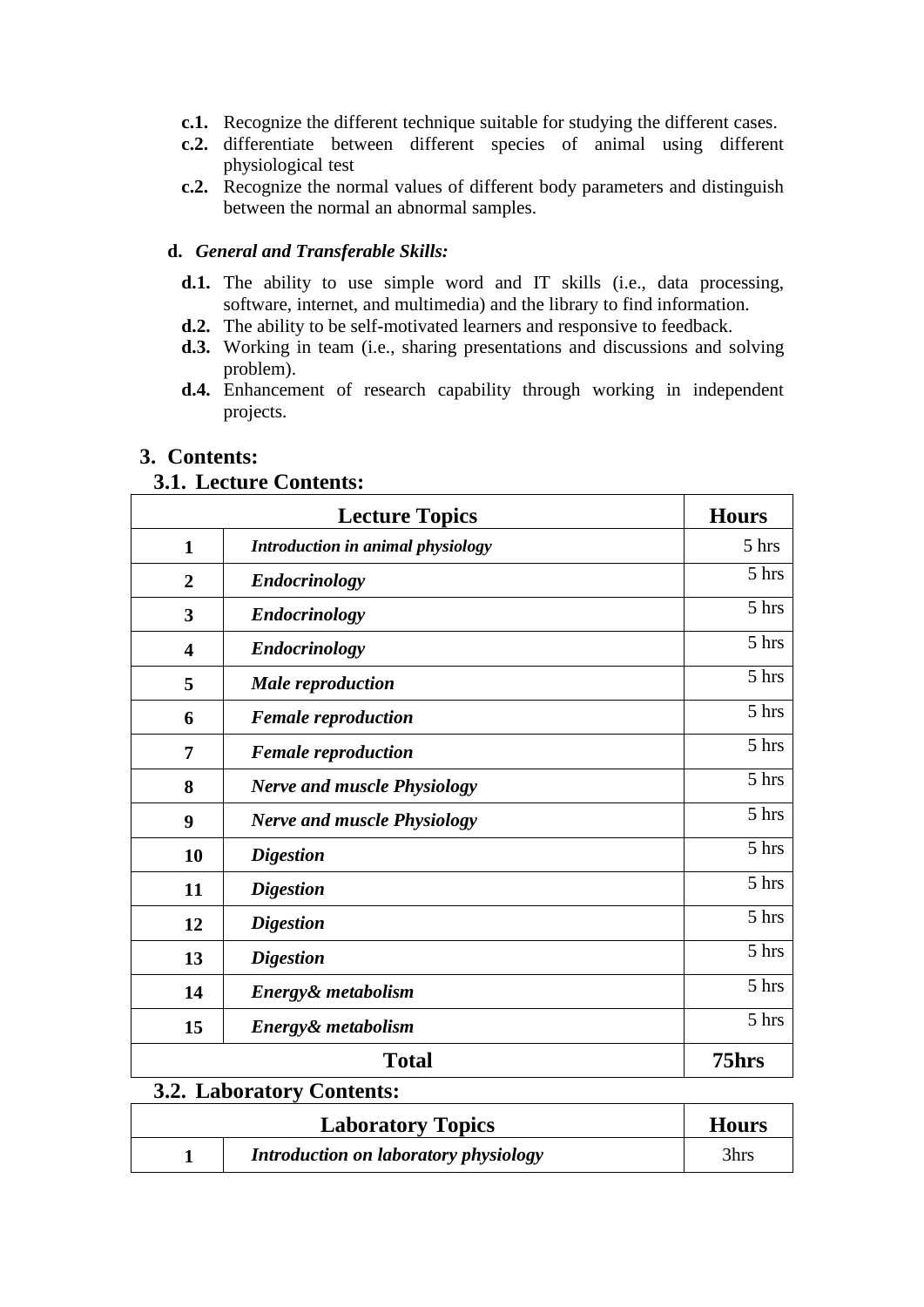- **c.1.** Recognize the different technique suitable for studying the different cases.
- **c.2.** differentiate between different species of animal using different physiological test
- **c.2.** Recognize the normal values of different body parameters and distinguish between the normal an abnormal samples.

**d.** ***General and Transferable Skills:***

- **d.1.** The ability to use simple word and IT skills (i.e., data processing, software, internet, and multimedia) and the library to find information.
- **d.2.** The ability to be self-motivated learners and responsive to feedback.
- **d.3.** Working in team (i.e., sharing presentations and discussions and solving problem).
- **d.4.** Enhancement of research capability through working in independent projects.

## 3. Contents:

### 3.1. Lecture Contents:

| Lecture Topics | | Hours |
|---|---|---|
| **1** | ***Introduction in animal physiology*** | 5 hrs |
| **2** | ***Endocrinology*** | 5 hrs |
| **3** | ***Endocrinology*** | 5 hrs |
| **4** | ***Endocrinology*** | 5 hrs |
| **5** | ***Male reproduction*** | 5 hrs |
| **6** | ***Female reproduction*** | 5 hrs |
| **7** | ***Female reproduction*** | 5 hrs |
| **8** | ***Nerve and muscle Physiology*** | 5 hrs |
| **9** | ***Nerve and muscle Physiology*** | 5 hrs |
| **10** | ***Digestion*** | 5 hrs |
| **11** | ***Digestion*** | 5 hrs |
| **12** | ***Digestion*** | 5 hrs |
| **13** | ***Digestion*** | 5 hrs |
| **14** | ***Energy& metabolism*** | 5 hrs |
| **15** | ***Energy& metabolism*** | 5 hrs |
| **Total** | | **75hrs** |

### 3.2. Laboratory Contents:

| Laboratory Topics | | Hours |
|---|---|---|
| **1** | ***Introduction on laboratory physiology*** | 3hrs |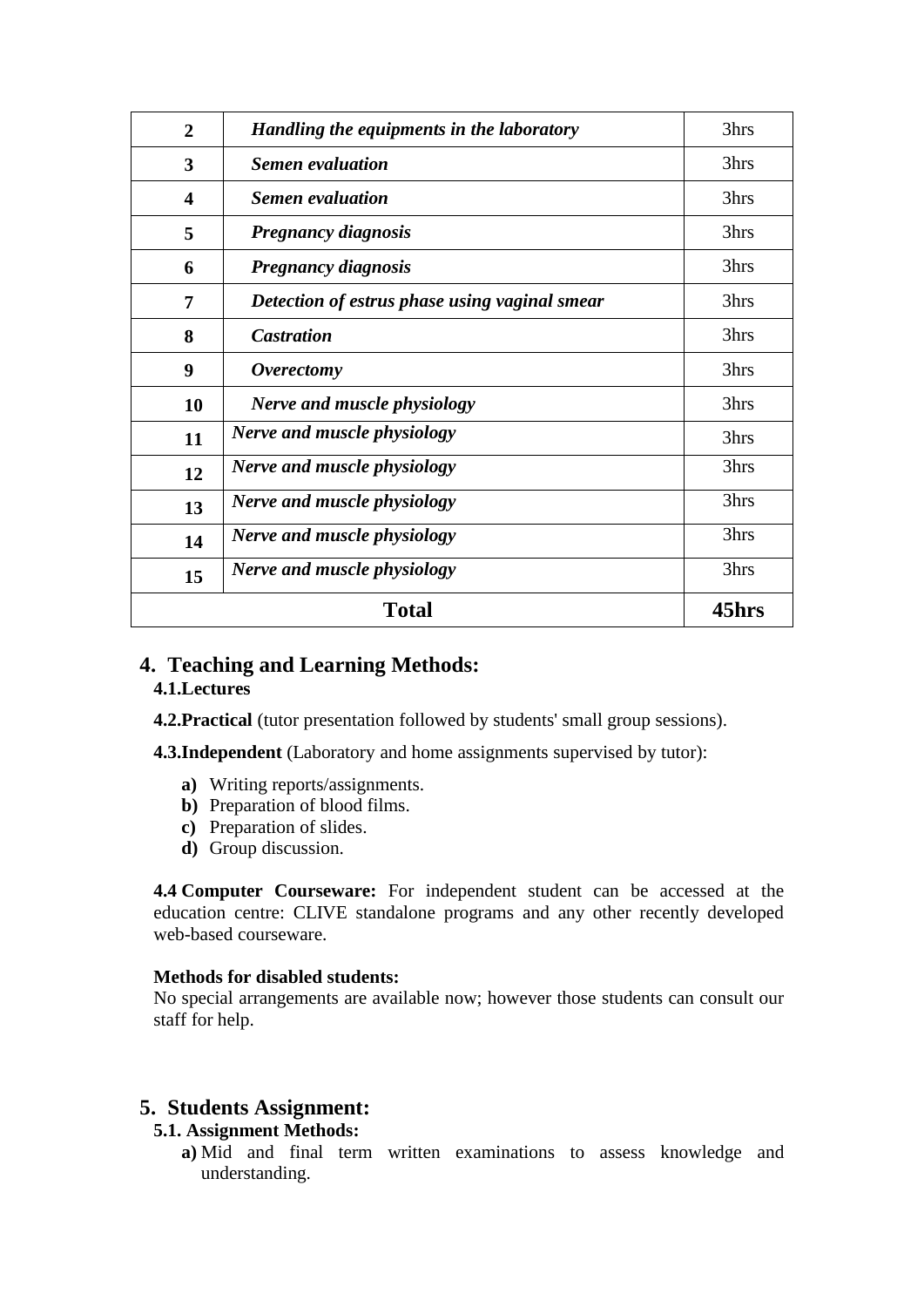| 2 | *Handling the equipments in the laboratory* | 3hrs |
|---|---|---|
| 3 | *Semen evaluation* | 3hrs |
| 4 | *Semen evaluation* | 3hrs |
| 5 | *Pregnancy diagnosis* | 3hrs |
| 6 | *Pregnancy diagnosis* | 3hrs |
| 7 | *Detection of estrus phase using vaginal smear* | 3hrs |
| 8 | *Castration* | 3hrs |
| 9 | *Overectomy* | 3hrs |
| 10 | *Nerve and muscle physiology* | 3hrs |
| 11 | *Nerve and muscle physiology* | 3hrs |
| 12 | *Nerve and muscle physiology* | 3hrs |
| 13 | *Nerve and muscle physiology* | 3hrs |
| 14 | *Nerve and muscle physiology* | 3hrs |
| 15 | *Nerve and muscle physiology* | 3hrs |
| **Total** | | **45hrs** |

## 4. Teaching and Learning Methods:

**4.1.Lectures**

**4.2.Practical** (tutor presentation followed by students' small group sessions).

**4.3.Independent** (Laboratory and home assignments supervised by tutor):

- **a)** Writing reports/assignments.
- **b)** Preparation of blood films.
- **c)** Preparation of slides.
- **d)** Group discussion.

**4.4 Computer Courseware:** For independent student can be accessed at the education centre: CLIVE standalone programs and any other recently developed web-based courseware.

**Methods for disabled students:**
No special arrangements are available now; however those students can consult our staff for help.

## 5. Students Assignment:

**5.1. Assignment Methods:**

- **a)** Mid and final term written examinations to assess knowledge and understanding.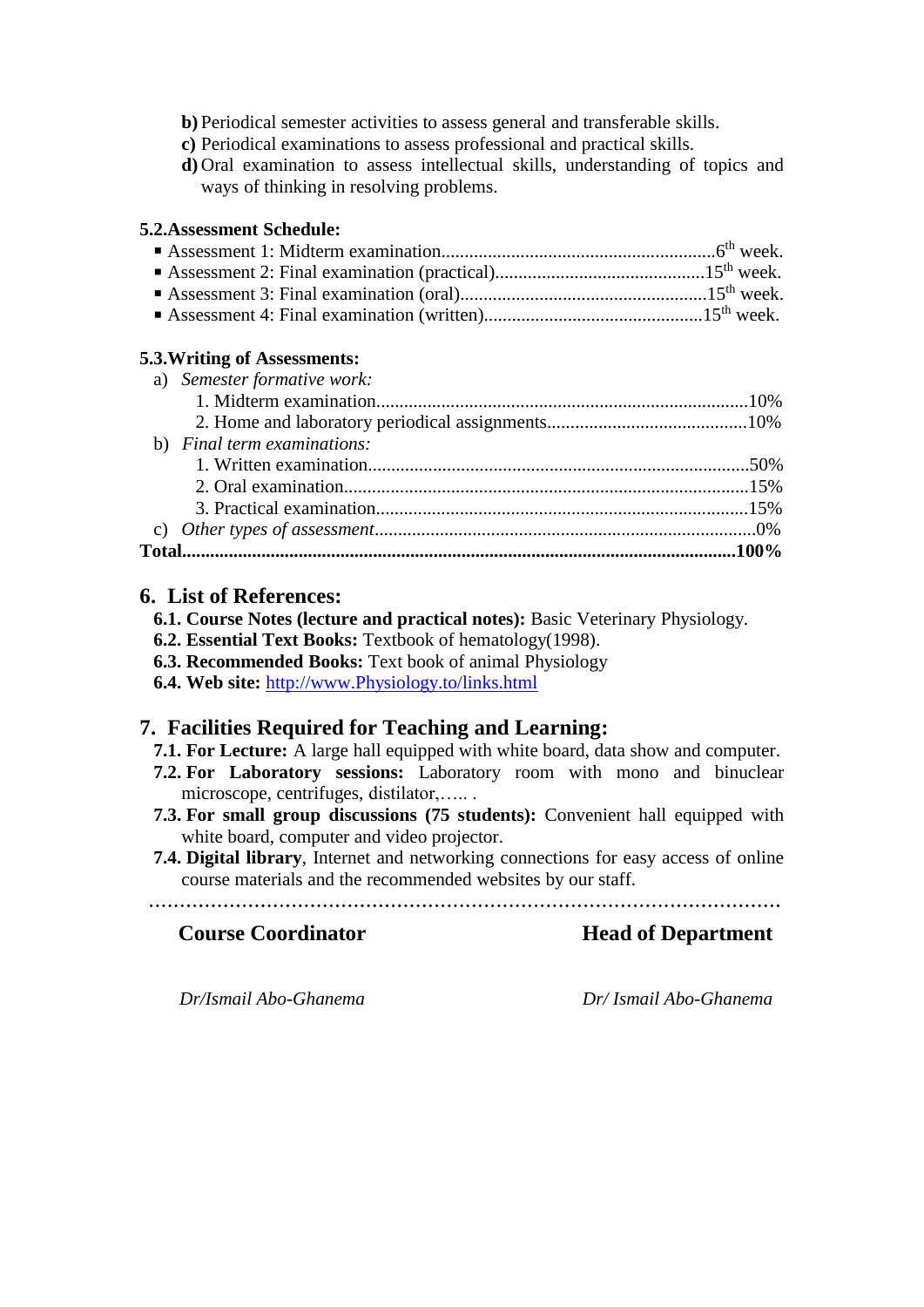b) Periodical semester activities to assess general and transferable skills.
c) Periodical examinations to assess professional and practical skills.
d) Oral examination to assess intellectual skills, understanding of topics and ways of thinking in resolving problems.

**5.2.Assessment Schedule:**

- Assessment 1: Midterm examination...........................................................6th week.
- Assessment 2: Final examination (practical).............................................15th week.
- Assessment 3: Final examination (oral).....................................................15th week.
- Assessment 4: Final examination (written)...............................................15th week.

**5.3.Writing of Assessments:**

a) *Semester formative work:*
   1. Midterm examination...............................................................................10%
   2. Home and laboratory periodical assignments...........................................10%

b) *Final term examinations:*
   1. Written examination.................................................................................50%
   2. Oral examination......................................................................................15%
   3. Practical examination................................................................................15%

c) *Other types of assessment*.................................................................................0%

**Total.....................................................................................................................100%**

## 6. List of References:

**6.1. Course Notes (lecture and practical notes):** Basic Veterinary Physiology.
**6.2. Essential Text Books:** Textbook of hematology(1998).
**6.3. Recommended Books:** Text book of animal Physiology
**6.4. Web site:** http://www.Physiology.to/links.html

## 7. Facilities Required for Teaching and Learning:

**7.1. For Lecture:** A large hall equipped with white board, data show and computer.
**7.2. For Laboratory sessions:** Laboratory room with mono and binuclear microscope, centrifuges, distilator,….. .
**7.3. For small group discussions (75 students):** Convenient hall equipped with white board, computer and video projector.
**7.4. Digital library**, Internet and networking connections for easy access of online course materials and the recommended websites by our staff.

……………………………………………………………………………………………

**Course Coordinator** — *Dr/Ismail Abo-Ghanema*

**Head of Department** — *Dr/ Ismail Abo-Ghanema*